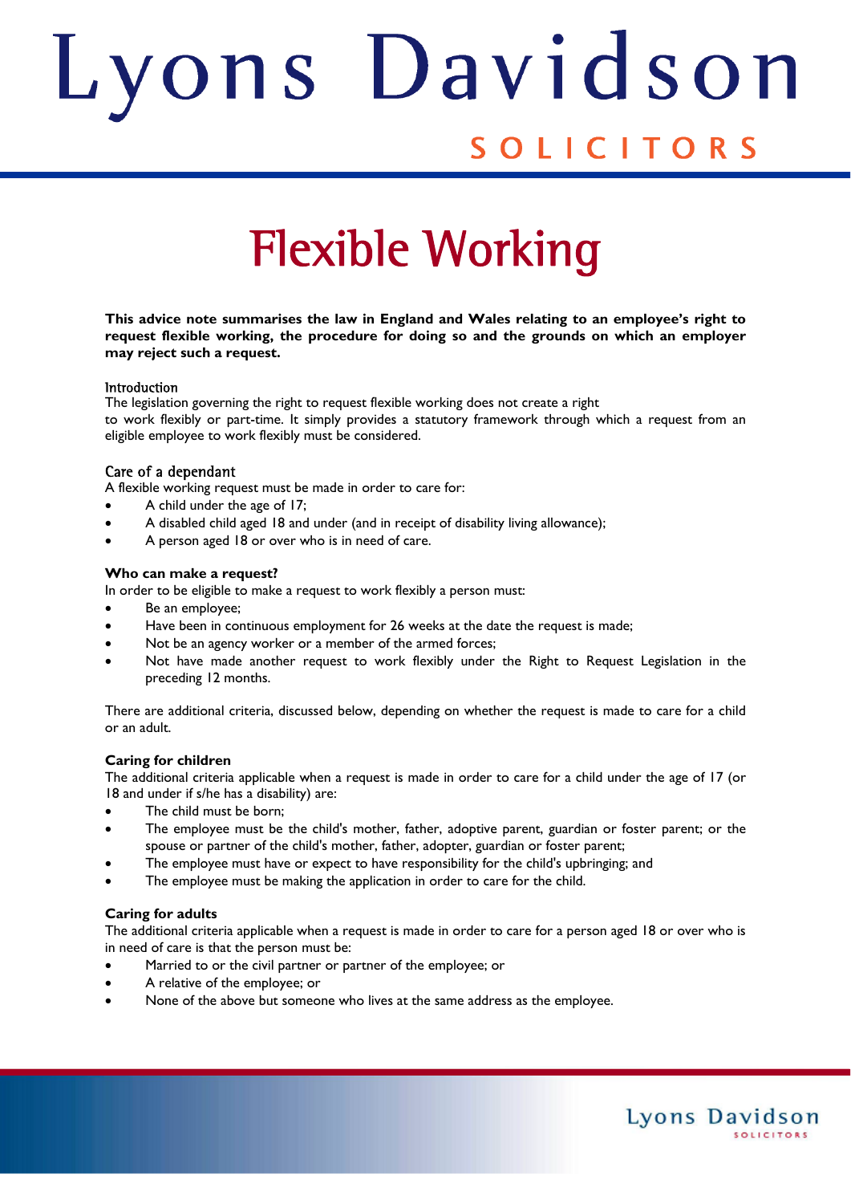# Lyons Davidson

SOLICITORS

# Flexible Working

**This advice note summarises the law in England and Wales relating to an employee's right to request flexible working, the procedure for doing so and the grounds on which an employer may reject such a request.**

## Introduction

The legislation governing the right to request flexible working does not create a right to work flexibly or part-time. It simply provides a statutory framework through which a request from an eligible employee to work flexibly must be considered.

## Care of a dependant

A flexible working request must be made in order to care for:

- A child under the age of 17;
- A disabled child aged 18 and under (and in receipt of disability living allowance);
- A person aged 18 or over who is in need of care.

### Who can make a request?

In order to be eligible to make a request to work flexibly a person must:

- Be an employee;
- Have been in continuous employment for 26 weeks at the date the request is made;
- Not be an agency worker or a member of the armed forces;
- Not have made another request to work flexibly under the Right to Request Legislation in the preceding 12 months.

There are additional criteria, discussed below, depending on whether the request is made to care for a child or an adult.

### Caring for children

The additional criteria applicable when a request is made in order to care for a child under the age of 17 (or 18 and under if s/he has a disability) are:

- The child must be born;
- The employee must be the child's mother, father, adoptive parent, guardian or foster parent; or the spouse or partner of the child's mother, father, adopter, guardian or foster parent;
- The employee must have or expect to have responsibility for the child's upbringing; and
- The employee must be making the application in order to care for the child.

### Caring for adults

The additional criteria applicable when a request is made in order to care for a person aged 18 or over who is in need of care is that the person must be:

- Married to or the civil partner or partner of the employee; or
- A relative of the employee; or
- None of the above but someone who lives at the same address as the employee.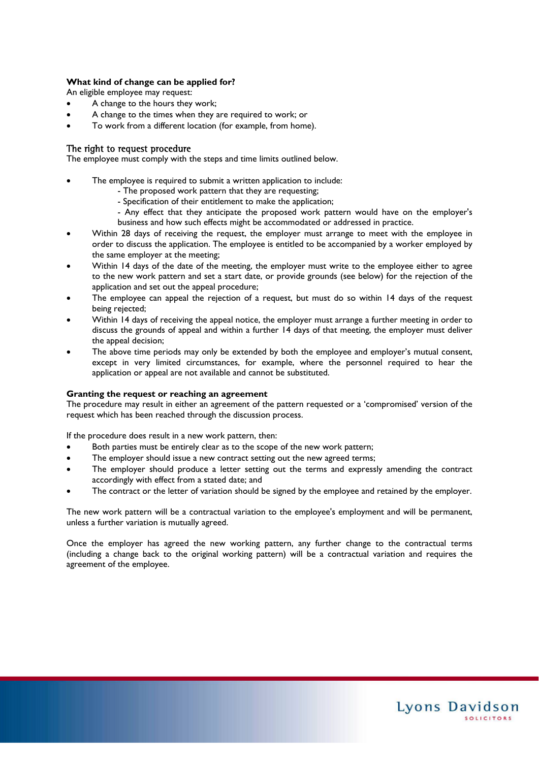**What kind of change can be applied for?**

An eligible employee may request:

- A change to the hours they work;
- A change to the times when they are required to work; or
- To work from a different location (for example, from home).

## The right to request procedure

The employee must comply with the steps and time limits outlined below.

- The employee is required to submit a written application to include:
  - The proposed work pattern that they are requesting;
  - Specification of their entitlement to make the application;
  - Any effect that they anticipate the proposed work pattern would have on the employer's business and how such effects might be accommodated or addressed in practice.
- Within 28 days of receiving the request, the employer must arrange to meet with the employee in order to discuss the application. The employee is entitled to be accompanied by a worker employed by the same employer at the meeting;
- Within 14 days of the date of the meeting, the employer must write to the employee either to agree to the new work pattern and set a start date, or provide grounds (see below) for the rejection of the application and set out the appeal procedure;
- The employee can appeal the rejection of a request, but must do so within 14 days of the request being rejected;
- Within 14 days of receiving the appeal notice, the employer must arrange a further meeting in order to discuss the grounds of appeal and within a further 14 days of that meeting, the employer must deliver the appeal decision;
- The above time periods may only be extended by both the employee and employer's mutual consent, except in very limited circumstances, for example, where the personnel required to hear the application or appeal are not available and cannot be substituted.

**Granting the request or reaching an agreement**

The procedure may result in either an agreement of the pattern requested or a 'compromised' version of the request which has been reached through the discussion process.

If the procedure does result in a new work pattern, then:

- Both parties must be entirely clear as to the scope of the new work pattern;
- The employer should issue a new contract setting out the new agreed terms;
- The employer should produce a letter setting out the terms and expressly amending the contract accordingly with effect from a stated date; and
- The contract or the letter of variation should be signed by the employee and retained by the employer.

The new work pattern will be a contractual variation to the employee's employment and will be permanent, unless a further variation is mutually agreed.

Once the employer has agreed the new working pattern, any further change to the contractual terms (including a change back to the original working pattern) will be a contractual variation and requires the agreement of the employee.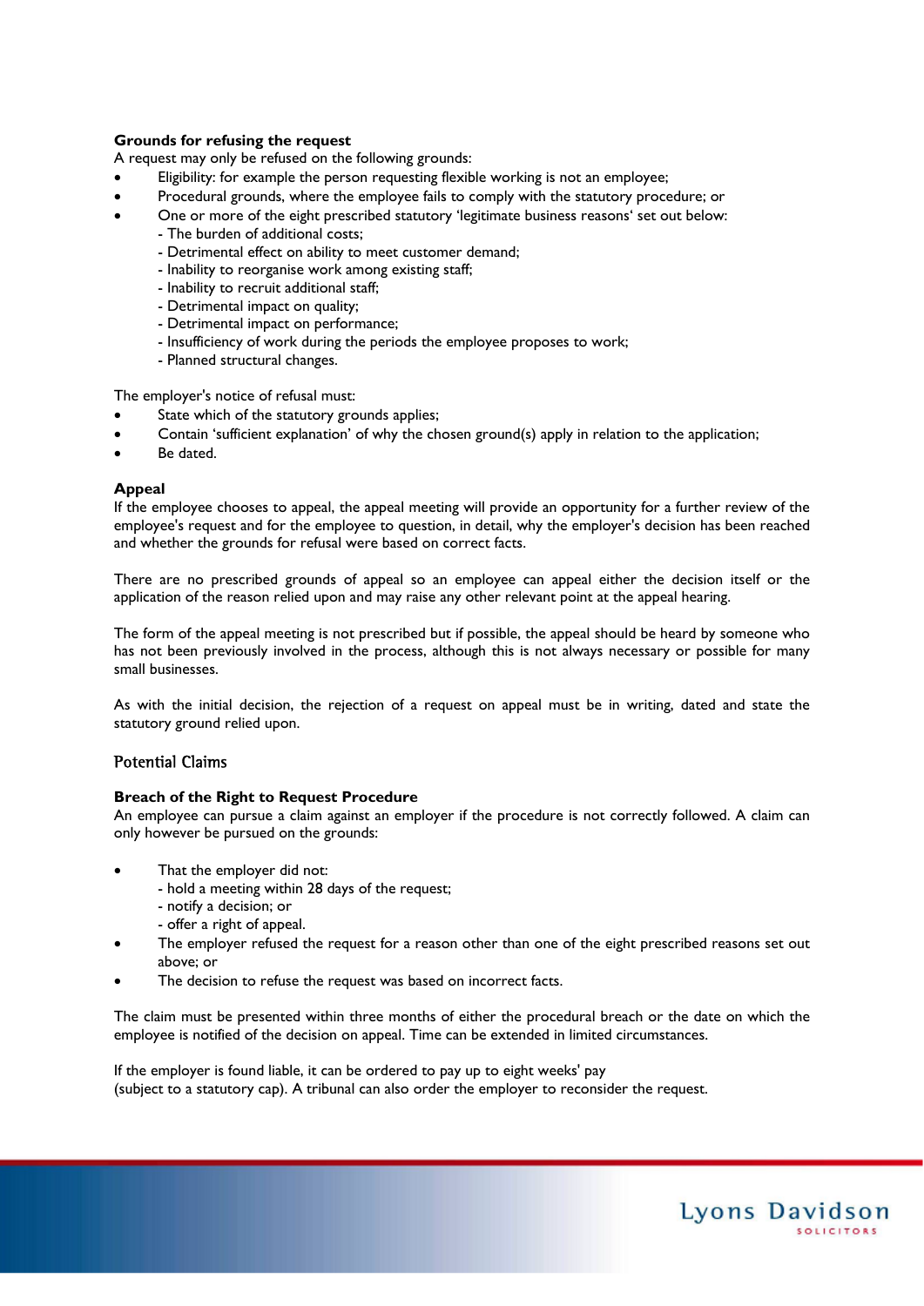**Grounds for refusing the request**

A request may only be refused on the following grounds:

- Eligibility: for example the person requesting flexible working is not an employee;
- Procedural grounds, where the employee fails to comply with the statutory procedure; or
- One or more of the eight prescribed statutory 'legitimate business reasons' set out below:
  - The burden of additional costs;
  - Detrimental effect on ability to meet customer demand;
  - Inability to reorganise work among existing staff;
  - Inability to recruit additional staff;
  - Detrimental impact on quality;
  - Detrimental impact on performance;
  - Insufficiency of work during the periods the employee proposes to work;
  - Planned structural changes.

The employer's notice of refusal must:

- State which of the statutory grounds applies;
- Contain 'sufficient explanation' of why the chosen ground(s) apply in relation to the application;
- Be dated.

**Appeal**

If the employee chooses to appeal, the appeal meeting will provide an opportunity for a further review of the employee's request and for the employee to question, in detail, why the employer's decision has been reached and whether the grounds for refusal were based on correct facts.

There are no prescribed grounds of appeal so an employee can appeal either the decision itself or the application of the reason relied upon and may raise any other relevant point at the appeal hearing.

The form of the appeal meeting is not prescribed but if possible, the appeal should be heard by someone who has not been previously involved in the process, although this is not always necessary or possible for many small businesses.

As with the initial decision, the rejection of a request on appeal must be in writing, dated and state the statutory ground relied upon.

## Potential Claims

**Breach of the Right to Request Procedure**

An employee can pursue a claim against an employer if the procedure is not correctly followed. A claim can only however be pursued on the grounds:

- That the employer did not:
  - hold a meeting within 28 days of the request;
  - notify a decision; or
  - offer a right of appeal.
- The employer refused the request for a reason other than one of the eight prescribed reasons set out above; or
- The decision to refuse the request was based on incorrect facts.

The claim must be presented within three months of either the procedural breach or the date on which the employee is notified of the decision on appeal. Time can be extended in limited circumstances.

If the employer is found liable, it can be ordered to pay up to eight weeks' pay (subject to a statutory cap). A tribunal can also order the employer to reconsider the request.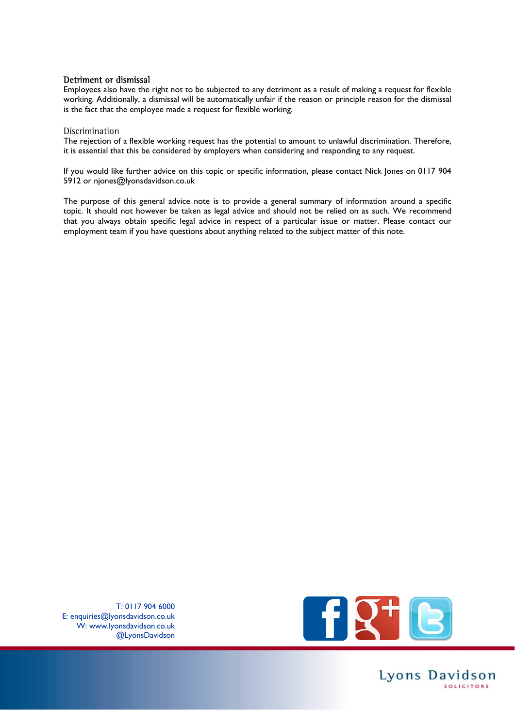### Detriment or dismissal

Employees also have the right not to be subjected to any detriment as a result of making a request for flexible working. Additionally, a dismissal will be automatically unfair if the reason or principle reason for the dismissal is the fact that the employee made a request for flexible working.

### Discrimination

The rejection of a flexible working request has the potential to amount to unlawful discrimination. Therefore, it is essential that this be considered by employers when considering and responding to any request.

If you would like further advice on this topic or specific information, please contact Nick Jones on 0117 904 5912 or njones@lyonsdavidson.co.uk

The purpose of this general advice note is to provide a general summary of information around a specific topic. It should not however be taken as legal advice and should not be relied on as such. We recommend that you always obtain specific legal advice in respect of a particular issue or matter. Please contact our employment team if you have questions about anything related to the subject matter of this note.

T: 0117 904 6000
E: enquiries@lyonsdavidson.co.uk
W: www.lyonsdavidson.co.uk
@LyonsDavidson

Lyons Davidson
SOLICITORS